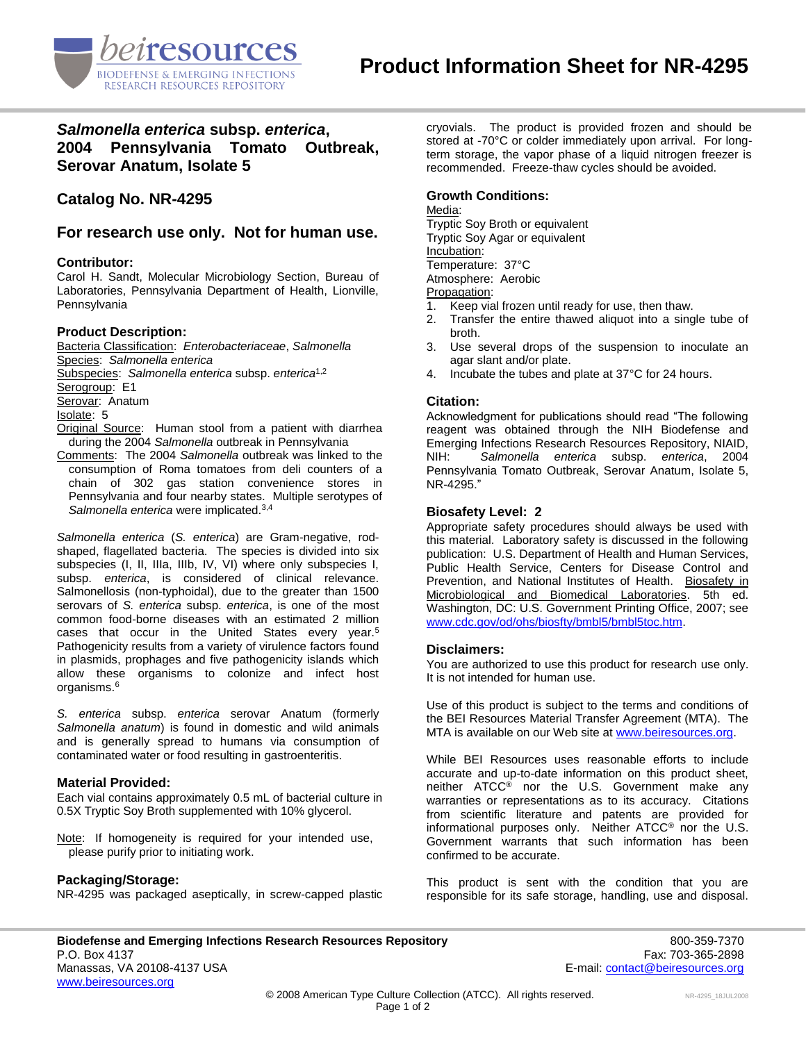# Product Information Sheet for NR-4295

## *Salmonella enterica* subsp. *enterica*, 2004 Pennsylvania Tomato Outbreak, Serovar Anatum, Isolate 5

## Catalog No. NR-4295

## For research use only. Not for human use.

### Contributor:

Carol H. Sandt, Molecular Microbiology Section, Bureau of Laboratories, Pennsylvania Department of Health, Lionville, Pennsylvania

### Product Description:

Bacteria Classification: *Enterobacteriaceae*, *Salmonella*
Species: *Salmonella enterica*
Subspecies: *Salmonella enterica* subsp. *enterica*[1,2]
Serogroup: E1
Serovar: Anatum
Isolate: 5
Original Source: Human stool from a patient with diarrhea during the 2004 *Salmonella* outbreak in Pennsylvania
Comments: The 2004 *Salmonella* outbreak was linked to the consumption of Roma tomatoes from deli counters of a chain of 302 gas station convenience stores in Pennsylvania and four nearby states. Multiple serotypes of *Salmonella enterica* were implicated.[3,4]

*Salmonella enterica* (*S. enterica*) are Gram-negative, rod-shaped, flagellated bacteria. The species is divided into six subspecies (I, II, IIIa, IIIb, IV, VI) where only subspecies I, subsp. *enterica*, is considered of clinical relevance. Salmonellosis (non-typhoidal), due to the greater than 1500 serovars of *S. enterica* subsp. *enterica*, is one of the most common food-borne diseases with an estimated 2 million cases that occur in the United States every year.[5] Pathogenicity results from a variety of virulence factors found in plasmids, prophages and five pathogenicity islands which allow these organisms to colonize and infect host organisms.[6]

*S. enterica* subsp. *enterica* serovar Anatum (formerly *Salmonella anatum*) is found in domestic and wild animals and is generally spread to humans via consumption of contaminated water or food resulting in gastroenteritis.

### Material Provided:

Each vial contains approximately 0.5 mL of bacterial culture in 0.5X Tryptic Soy Broth supplemented with 10% glycerol.

Note: If homogeneity is required for your intended use, please purify prior to initiating work.

### Packaging/Storage:

NR-4295 was packaged aseptically, in screw-capped plastic cryovials. The product is provided frozen and should be stored at -70°C or colder immediately upon arrival. For long-term storage, the vapor phase of a liquid nitrogen freezer is recommended. Freeze-thaw cycles should be avoided.

### Growth Conditions:

Media:
Tryptic Soy Broth or equivalent
Tryptic Soy Agar or equivalent
Incubation:
Temperature: 37°C
Atmosphere: Aerobic
Propagation:

1. Keep vial frozen until ready for use, then thaw.
2. Transfer the entire thawed aliquot into a single tube of broth.
3. Use several drops of the suspension to inoculate an agar slant and/or plate.
4. Incubate the tubes and plate at 37°C for 24 hours.

### Citation:

Acknowledgment for publications should read "The following reagent was obtained through the NIH Biodefense and Emerging Infections Research Resources Repository, NIAID, NIH: *Salmonella enterica* subsp. *enterica*, 2004 Pennsylvania Tomato Outbreak, Serovar Anatum, Isolate 5, NR-4295."

### Biosafety Level: 2

Appropriate safety procedures should always be used with this material. Laboratory safety is discussed in the following publication: U.S. Department of Health and Human Services, Public Health Service, Centers for Disease Control and Prevention, and National Institutes of Health. Biosafety in Microbiological and Biomedical Laboratories. 5th ed. Washington, DC: U.S. Government Printing Office, 2007; see www.cdc.gov/od/ohs/biosfty/bmbl5/bmbl5toc.htm.

### Disclaimers:

You are authorized to use this product for research use only. It is not intended for human use.

Use of this product is subject to the terms and conditions of the BEI Resources Material Transfer Agreement (MTA). The MTA is available on our Web site at www.beiresources.org.

While BEI Resources uses reasonable efforts to include accurate and up-to-date information on this product sheet, neither ATCC® nor the U.S. Government make any warranties or representations as to its accuracy. Citations from scientific literature and patents are provided for informational purposes only. Neither ATCC® nor the U.S. Government warrants that such information has been confirmed to be accurate.

This product is sent with the condition that you are responsible for its safe storage, handling, use and disposal.

**Biodefense and Emerging Infections Research Resources Repository**
P.O. Box 4137
Manassas, VA 20108-4137 USA
www.beiresources.org

800-359-7370
Fax: 703-365-2898
E-mail: contact@beiresources.org

© 2008 American Type Culture Collection (ATCC). All rights reserved.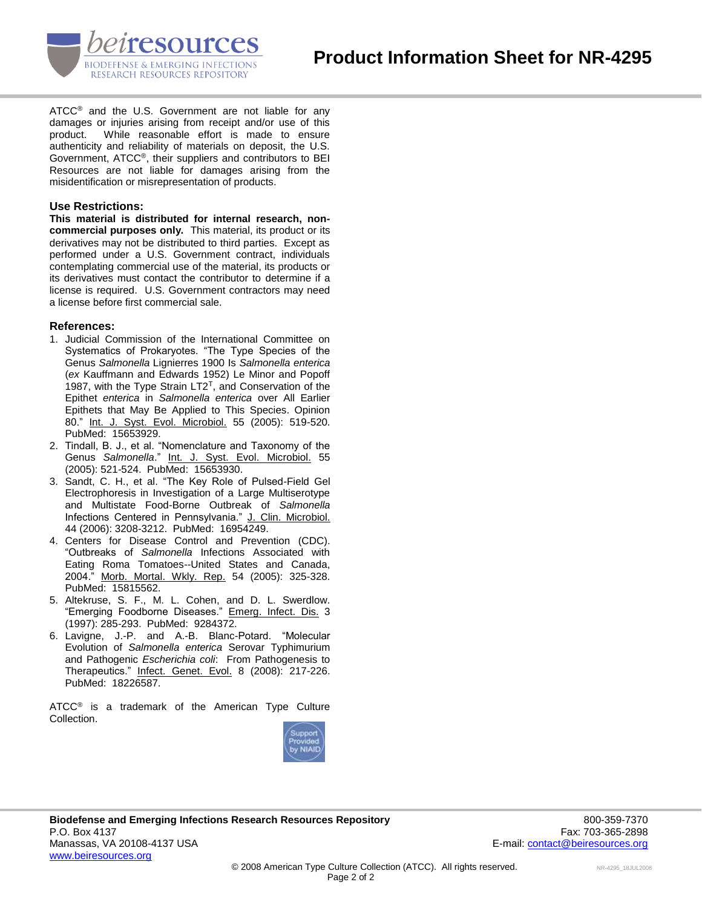ATCC® and the U.S. Government are not liable for any damages or injuries arising from receipt and/or use of this product. While reasonable effort is made to ensure authenticity and reliability of materials on deposit, the U.S. Government, ATCC®, their suppliers and contributors to BEI Resources are not liable for damages arising from the misidentification or misrepresentation of products.

### Use Restrictions:

**This material is distributed for internal research, non-commercial purposes only.** This material, its product or its derivatives may not be distributed to third parties. Except as performed under a U.S. Government contract, individuals contemplating commercial use of the material, its products or its derivatives must contact the contributor to determine if a license is required. U.S. Government contractors may need a license before first commercial sale.

### References:

1. Judicial Commission of the International Committee on Systematics of Prokaryotes. "The Type Species of the Genus *Salmonella* Lignierres 1900 Is *Salmonella enterica* (*ex* Kauffmann and Edwards 1952) Le Minor and Popoff 1987, with the Type Strain LT2$^T$, and Conservation of the Epithet *enterica* in *Salmonella enterica* over All Earlier Epithets that May Be Applied to This Species. Opinion 80." Int. J. Syst. Evol. Microbiol. 55 (2005): 519-520. PubMed: 15653929.
2. Tindall, B. J., et al. "Nomenclature and Taxonomy of the Genus *Salmonella*." Int. J. Syst. Evol. Microbiol. 55 (2005): 521-524. PubMed: 15653930.
3. Sandt, C. H., et al. "The Key Role of Pulsed-Field Gel Electrophoresis in Investigation of a Large Multiserotype and Multistate Food-Borne Outbreak of *Salmonella* Infections Centered in Pennsylvania." J. Clin. Microbiol. 44 (2006): 3208-3212. PubMed: 16954249.
4. Centers for Disease Control and Prevention (CDC). "Outbreaks of *Salmonella* Infections Associated with Eating Roma Tomatoes--United States and Canada, 2004." Morb. Mortal. Wkly. Rep. 54 (2005): 325-328. PubMed: 15815562.
5. Altekruse, S. F., M. L. Cohen, and D. L. Swerdlow. "Emerging Foodborne Diseases." Emerg. Infect. Dis. 3 (1997): 285-293. PubMed: 9284372.
6. Lavigne, J.-P. and A.-B. Blanc-Potard. "Molecular Evolution of *Salmonella enterica* Serovar Typhimurium and Pathogenic *Escherichia coli*: From Pathogenesis to Therapeutics." Infect. Genet. Evol. 8 (2008): 217-226. PubMed: 18226587.

ATCC® is a trademark of the American Type Culture Collection.

Support Provided by NIAID